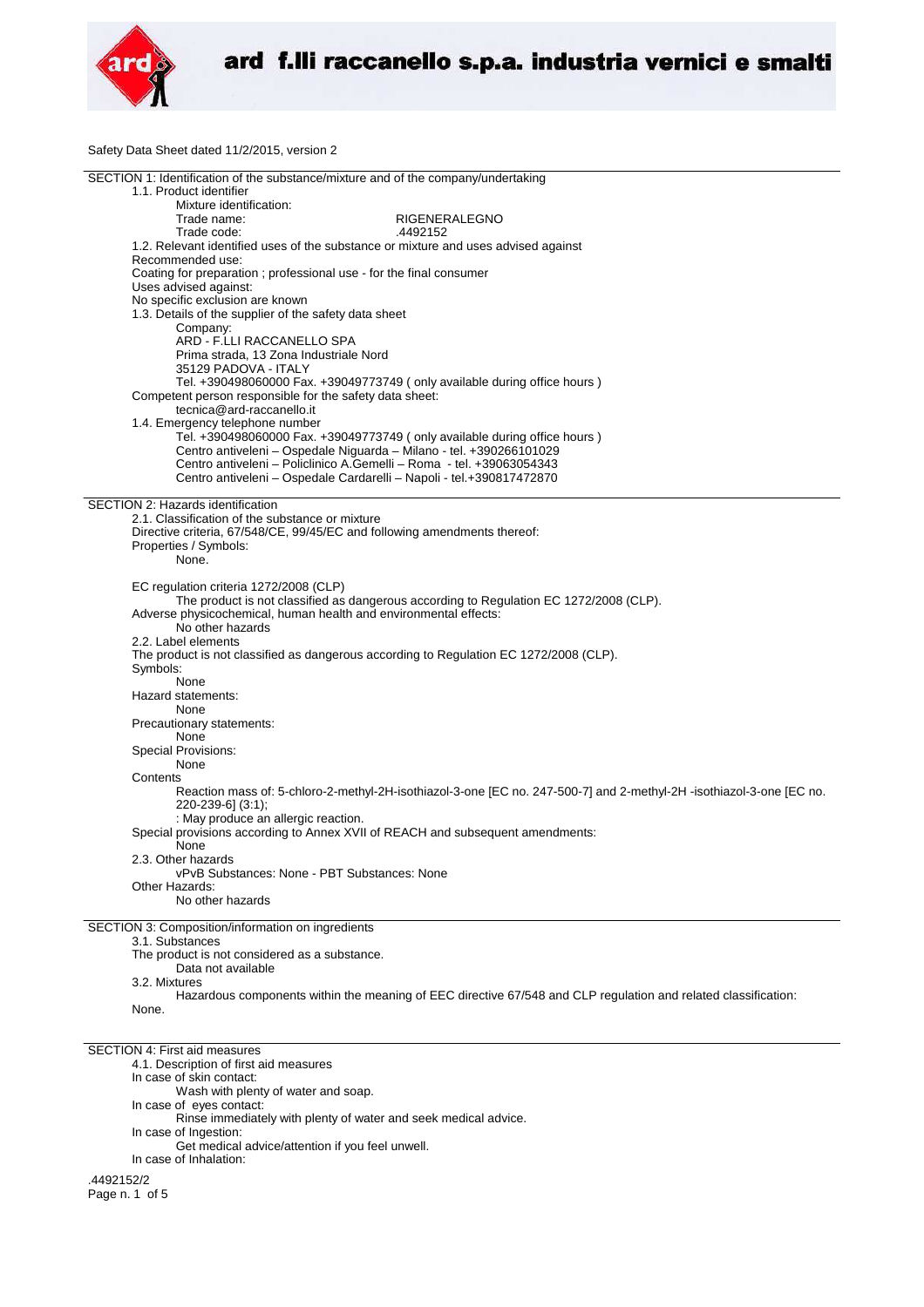Safety Data Sheet dated 11/2/2015, version 2

## SECTION 1: Identification of the substance/mixture and of the company/undertaking

1.1. Product identifier

Mixture identification:

Trade name: RIGENERALEGNO

Trade code: .4492152

1.2. Relevant identified uses of the substance or mixture and uses advised against

Recommended use:

Coating for preparation ; professional use - for the final consumer

Uses advised against:

No specific exclusion are known

1.3. Details of the supplier of the safety data sheet

Company:

ARD - F.LLI RACCANELLO SPA

Prima strada, 13 Zona Industriale Nord

35129 PADOVA - ITALY

Tel. +390498060000 Fax. +39049773749 ( only available during office hours )

Competent person responsible for the safety data sheet:

tecnica@ard-raccanello.it

1.4. Emergency telephone number

Tel. +390498060000 Fax. +39049773749 ( only available during office hours )

Centro antiveleni – Ospedale Niguarda – Milano - tel. +390266101029

Centro antiveleni – Policlinico A.Gemelli – Roma - tel. +39063054343

Centro antiveleni – Ospedale Cardarelli – Napoli - tel.+390817472870

## SECTION 2: Hazards identification

2.1. Classification of the substance or mixture

Directive criteria, 67/548/CE, 99/45/EC and following amendments thereof:

Properties / Symbols:

None.

EC regulation criteria 1272/2008 (CLP)

The product is not classified as dangerous according to Regulation EC 1272/2008 (CLP).

Adverse physicochemical, human health and environmental effects:

No other hazards

2.2. Label elements

The product is not classified as dangerous according to Regulation EC 1272/2008 (CLP).

Symbols:

None

Hazard statements:

None

Precautionary statements:

None

Special Provisions:

None

Contents

Reaction mass of: 5-chloro-2-methyl-2H-isothiazol-3-one [EC no. 247-500-7] and 2-methyl-2H -isothiazol-3-one [EC no. 220-239-6] (3:1);

: May produce an allergic reaction.

Special provisions according to Annex XVII of REACH and subsequent amendments:

None

2.3. Other hazards

vPvB Substances: None - PBT Substances: None

Other Hazards:

No other hazards

## SECTION 3: Composition/information on ingredients

3.1. Substances

The product is not considered as a substance.

Data not available

3.2. Mixtures

Hazardous components within the meaning of EEC directive 67/548 and CLP regulation and related classification:

None.

## SECTION 4: First aid measures

4.1. Description of first aid measures

In case of skin contact:

Wash with plenty of water and soap.

In case of eyes contact:

Rinse immediately with plenty of water and seek medical advice.

In case of Ingestion:

Get medical advice/attention if you feel unwell.

In case of Inhalation: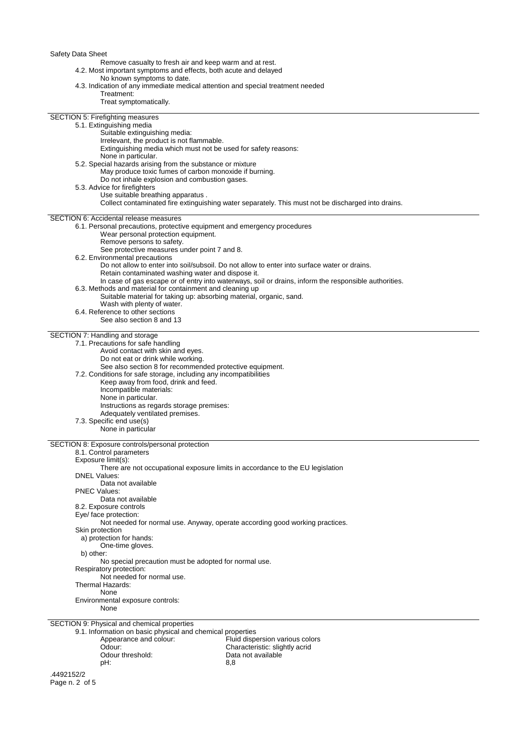Remove casualty to fresh air and keep warm and at rest.

4.2. Most important symptoms and effects, both acute and delayed

No known symptoms to date.

4.3. Indication of any immediate medical attention and special treatment needed

Treatment:

Treat symptomatically.

## SECTION 5: Firefighting measures

5.1. Extinguishing media

Suitable extinguishing media:

Irrelevant, the product is not flammable.

Extinguishing media which must not be used for safety reasons:

None in particular.

5.2. Special hazards arising from the substance or mixture

May produce toxic fumes of carbon monoxide if burning.

Do not inhale explosion and combustion gases.

5.3. Advice for firefighters

Use suitable breathing apparatus .

Collect contaminated fire extinguishing water separately. This must not be discharged into drains.

## SECTION 6: Accidental release measures

6.1. Personal precautions, protective equipment and emergency procedures

Wear personal protection equipment.

Remove persons to safety.

See protective measures under point 7 and 8.

6.2. Environmental precautions

Do not allow to enter into soil/subsoil. Do not allow to enter into surface water or drains.

Retain contaminated washing water and dispose it.

In case of gas escape or of entry into waterways, soil or drains, inform the responsible authorities.

6.3. Methods and material for containment and cleaning up

Suitable material for taking up: absorbing material, organic, sand.

Wash with plenty of water.

6.4. Reference to other sections

See also section 8 and 13

## SECTION 7: Handling and storage

7.1. Precautions for safe handling

Avoid contact with skin and eyes.

Do not eat or drink while working.

See also section 8 for recommended protective equipment.

7.2. Conditions for safe storage, including any incompatibilities

Keep away from food, drink and feed.

Incompatible materials:

None in particular.

Instructions as regards storage premises:

Adequately ventilated premises.

7.3. Specific end use(s)

None in particular

## SECTION 8: Exposure controls/personal protection

8.1. Control parameters

Exposure limit(s):

There are not occupational exposure limits in accordance to the EU legislation

DNEL Values:

Data not available

PNEC Values:

Data not available

8.2. Exposure controls

Eye/ face protection:

Not needed for normal use. Anyway, operate according good working practices.

Skin protection

a) protection for hands:

One-time gloves.

b) other:

No special precaution must be adopted for normal use.

Respiratory protection:

Not needed for normal use.

Thermal Hazards:

None

Environmental exposure controls:

None

## SECTION 9: Physical and chemical properties

9.1. Information on basic physical and chemical properties

| | |
|---|---|
| Appearance and colour: | Fluid dispersion various colors |
| Odour: | Characteristic: slightly acrid |
| Odour threshold: | Data not available |
| pH: | 8,8 |

.4492152/2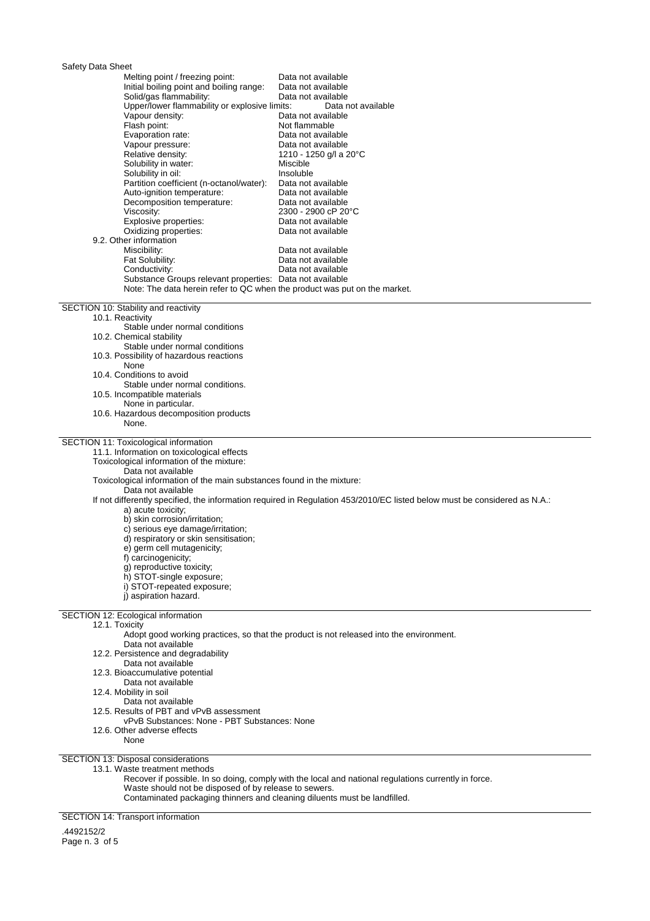| Property | Value |
| --- | --- |
| Melting point / freezing point: | Data not available |
| Initial boiling point and boiling range: | Data not available |
| Solid/gas flammability: | Data not available |
| Upper/lower flammability or explosive limits: | Data not available |
| Vapour density: | Data not available |
| Flash point: | Not flammable |
| Evaporation rate: | Data not available |
| Vapour pressure: | Data not available |
| Relative density: | 1210 - 1250 g/l a 20°C |
| Solubility in water: | Miscible |
| Solubility in oil: | Insoluble |
| Partition coefficient (n-octanol/water): | Data not available |
| Auto-ignition temperature: | Data not available |
| Decomposition temperature: | Data not available |
| Viscosity: | 2300 - 2900 cP 20°C |
| Explosive properties: | Data not available |
| Oxidizing properties: | Data not available |

9.2. Other information

| Property | Value |
| --- | --- |
| Miscibility: | Data not available |
| Fat Solubility: | Data not available |
| Conductivity: | Data not available |
| Substance Groups relevant properties: | Data not available |

Note: The data herein refer to QC when the product was put on the market.

## SECTION 10: Stability and reactivity

10.1. Reactivity
Stable under normal conditions

10.2. Chemical stability
Stable under normal conditions

10.3. Possibility of hazardous reactions
None

10.4. Conditions to avoid
Stable under normal conditions.

10.5. Incompatible materials
None in particular.

10.6. Hazardous decomposition products
None.

## SECTION 11: Toxicological information

11.1. Information on toxicological effects

Toxicological information of the mixture:
Data not available

Toxicological information of the main substances found in the mixture:
Data not available

If not differently specified, the information required in Regulation 453/2010/EC listed below must be considered as N.A.:

a) acute toxicity;
b) skin corrosion/irritation;
c) serious eye damage/irritation;
d) respiratory or skin sensitisation;
e) germ cell mutagenicity;
f) carcinogenicity;
g) reproductive toxicity;
h) STOT-single exposure;
i) STOT-repeated exposure;
j) aspiration hazard.

## SECTION 12: Ecological information

12.1. Toxicity
Adopt good working practices, so that the product is not released into the environment.
Data not available

12.2. Persistence and degradability
Data not available

12.3. Bioaccumulative potential
Data not available

12.4. Mobility in soil
Data not available

12.5. Results of PBT and vPvB assessment
vPvB Substances: None - PBT Substances: None

12.6. Other adverse effects
None

## SECTION 13: Disposal considerations

13.1. Waste treatment methods
Recover if possible. In so doing, comply with the local and national regulations currently in force.
Waste should not be disposed of by release to sewers.
Contaminated packaging thinners and cleaning diluents must be landfilled.

## SECTION 14: Transport information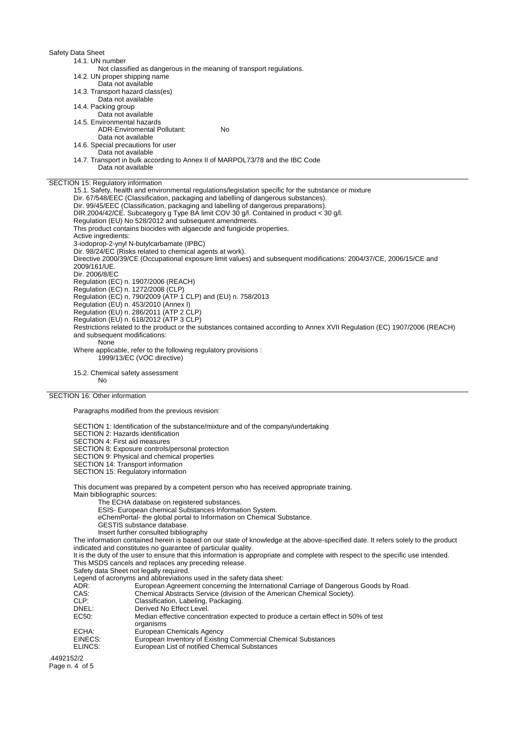14.1. UN number

Not classified as dangerous in the meaning of transport regulations.

14.2. UN proper shipping name

Data not available

14.3. Transport hazard class(es)

Data not available

14.4. Packing group

Data not available

14.5. Environmental hazards

ADR-Enviromental Pollutant: No

Data not available

14.6. Special precautions for user

Data not available

14.7. Transport in bulk according to Annex II of MARPOL73/78 and the IBC Code

Data not available

## SECTION 15: Regulatory information

15.1. Safety, health and environmental regulations/legislation specific for the substance or mixture

Dir. 67/548/EEC (Classification, packaging and labelling of dangerous substances).
Dir. 99/45/EEC (Classification, packaging and labelling of dangerous preparations).
DIR.2004/42/CE. Subcategory g Type BA limit COV 30 g/l. Contained in product < 30 g/l.
Regulation (EU) No 528/2012 and subsequent amendments.
This product contains biocides with algaecide and fungicide properties.
Active ingredients:
3-iodoprop-2-ynyl N-butylcarbamate (IPBC)
Dir. 98/24/EC (Risks related to chemical agents at work).
Directive 2000/39/CE (Occupational exposure limit values) and subsequent modifications: 2004/37/CE, 2006/15/CE and 2009/161/UE.
Dir. 2006/8/EC
Regulation (EC) n. 1907/2006 (REACH)
Regulation (EC) n. 1272/2008 (CLP)
Regulation (EC) n. 790/2009 (ATP 1 CLP) and (EU) n. 758/2013
Regulation (EU) n. 453/2010 (Annex I)
Regulation (EU) n. 286/2011 (ATP 2 CLP)
Regulation (EU) n. 618/2012 (ATP 3 CLP)
Restrictions related to the product or the substances contained according to Annex XVII Regulation (EC) 1907/2006 (REACH) and subsequent modifications:

None

Where applicable, refer to the following regulatory provisions :

1999/13/EC (VOC directive)

15.2. Chemical safety assessment

No

## SECTION 16: Other information

Paragraphs modified from the previous revision:

SECTION 1: Identification of the substance/mixture and of the company/undertaking
SECTION 2: Hazards identification
SECTION 4: First aid measures
SECTION 8: Exposure controls/personal protection
SECTION 9: Physical and chemical properties
SECTION 14: Transport information
SECTION 15: Regulatory information

This document was prepared by a competent person who has received appropriate training.
Main bibliographic sources:

The ECHA database on registered substances.
ESIS- European chemical Substances Information System.
eChemPortal- the global portal to Information on Chemical Substance.
GESTIS substance database.
Insert further consulted bibliography

The information contained herein is based on our state of knowledge at the above-specified date. It refers solely to the product indicated and constitutes no guarantee of particular quality.
It is the duty of the user to ensure that this information is appropriate and complete with respect to the specific use intended.
This MSDS cancels and replaces any preceding release.
Safety data Sheet not legally required.
Legend of acronyms and abbreviations used in the safety data sheet:

| | |
|---|---|
| ADR: | European Agreement concerning the International Carriage of Dangerous Goods by Road. |
| CAS: | Chemical Abstracts Service (division of the American Chemical Society). |
| CLP: | Classification, Labeling, Packaging. |
| DNEL: | Derived No Effect Level. |
| EC50: | Median effective concentration expected to produce a certain effect in 50% of test organisms |
| ECHA: | European Chemicals Agency |
| EINECS: | European Inventory of Existing Commercial Chemical Substances |
| ELINCS: | European List of notified Chemical Substances |

.4492152/2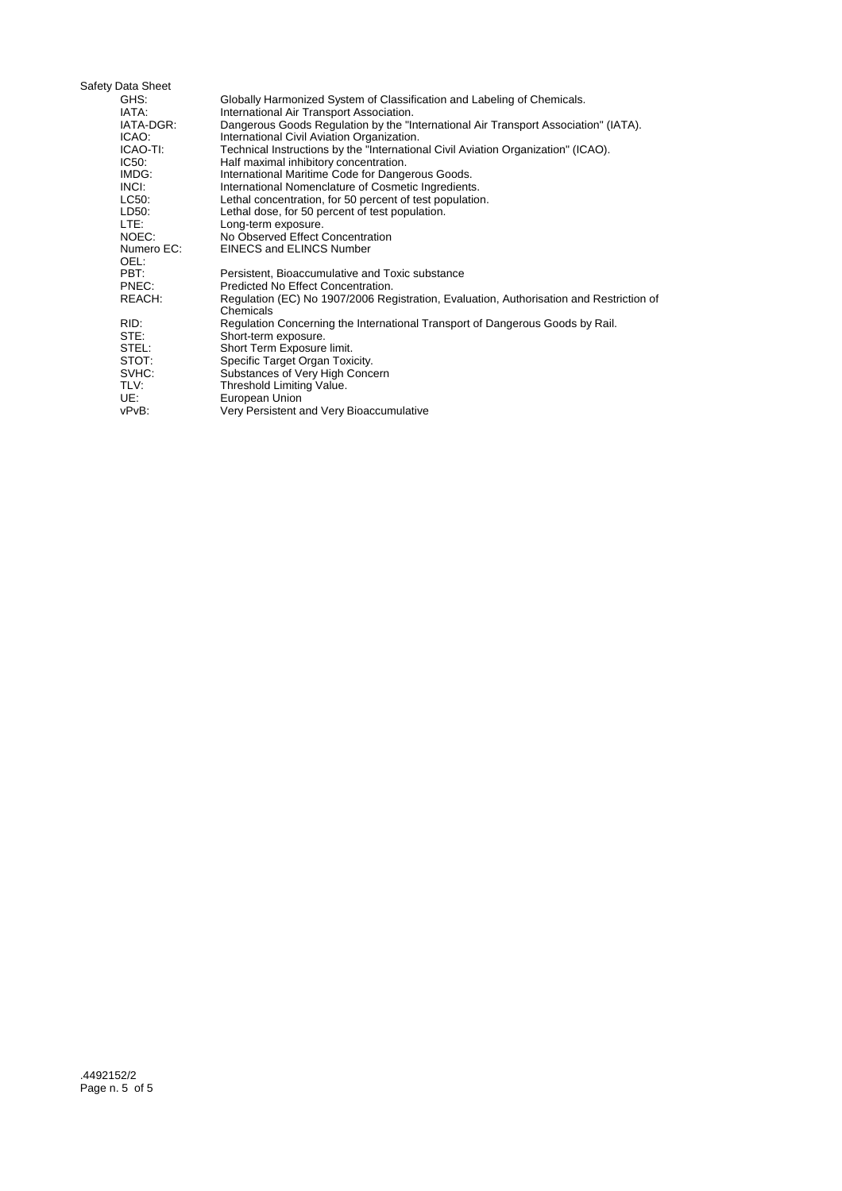| | |
|---|---|
| GHS: | Globally Harmonized System of Classification and Labeling of Chemicals. |
| IATA: | International Air Transport Association. |
| IATA-DGR: | Dangerous Goods Regulation by the "International Air Transport Association" (IATA). |
| ICAO: | International Civil Aviation Organization. |
| ICAO-TI: | Technical Instructions by the "International Civil Aviation Organization" (ICAO). |
| IC50: | Half maximal inhibitory concentration. |
| IMDG: | International Maritime Code for Dangerous Goods. |
| INCI: | International Nomenclature of Cosmetic Ingredients. |
| LC50: | Lethal concentration, for 50 percent of test population. |
| LD50: | Lethal dose, for 50 percent of test population. |
| LTE: | Long-term exposure. |
| NOEC: | No Observed Effect Concentration |
| Numero EC: | EINECS and ELINCS Number |
| OEL: | |
| PBT: | Persistent, Bioaccumulative and Toxic substance |
| PNEC: | Predicted No Effect Concentration. |
| REACH: | Regulation (EC) No 1907/2006 Registration, Evaluation, Authorisation and Restriction of Chemicals |
| RID: | Regulation Concerning the International Transport of Dangerous Goods by Rail. |
| STE: | Short-term exposure. |
| STEL: | Short Term Exposure limit. |
| STOT: | Specific Target Organ Toxicity. |
| SVHC: | Substances of Very High Concern |
| TLV: | Threshold Limiting Value. |
| UE: | European Union |
| vPvB: | Very Persistent and Very Bioaccumulative |

.4492152/2